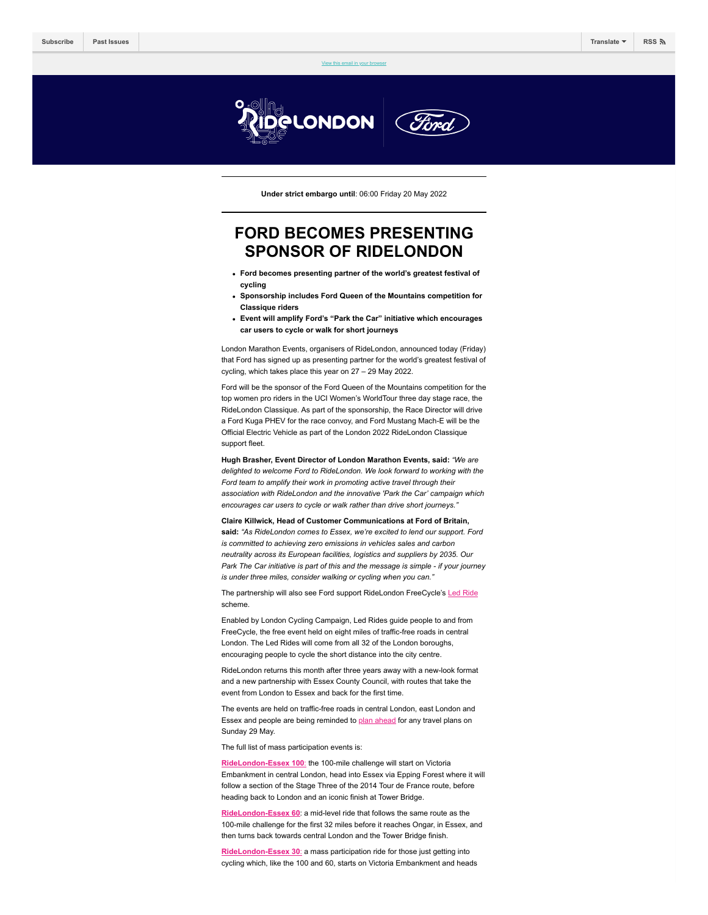Subscribe | Past Issues | Translate | RSS

View this email in your browser

**Under strict embargo until**: 06:00 Friday 20 May 2022

# FORD BECOMES PRESENTING SPONSOR OF RIDELONDON

- **Ford becomes presenting partner of the world's greatest festival of cycling**
- **Sponsorship includes Ford Queen of the Mountains competition for Classique riders**
- **Event will amplify Ford's "Park the Car" initiative which encourages car users to cycle or walk for short journeys**

London Marathon Events, organisers of RideLondon, announced today (Friday) that Ford has signed up as presenting partner for the world's greatest festival of cycling, which takes place this year on 27 – 29 May 2022.

Ford will be the sponsor of the Ford Queen of the Mountains competition for the top women pro riders in the UCI Women's WorldTour three day stage race, the RideLondon Classique. As part of the sponsorship, the Race Director will drive a Ford Kuga PHEV for the race convoy, and Ford Mustang Mach-E will be the Official Electric Vehicle as part of the London 2022 RideLondon Classique support fleet.

**Hugh Brasher, Event Director of London Marathon Events, said:** *"We are delighted to welcome Ford to RideLondon. We look forward to working with the Ford team to amplify their work in promoting active travel through their association with RideLondon and the innovative 'Park the Car' campaign which encourages car users to cycle or walk rather than drive short journeys."*

**Claire Killwick, Head of Customer Communications at Ford of Britain, said:** *"As RideLondon comes to Essex, we're excited to lend our support. Ford is committed to achieving zero emissions in vehicles sales and carbon neutrality across its European facilities, logistics and suppliers by 2035. Our Park The Car initiative is part of this and the message is simple - if your journey is under three miles, consider walking or cycling when you can."*

The partnership will also see Ford support RideLondon FreeCycle's Led Ride scheme.

Enabled by London Cycling Campaign, Led Rides guide people to and from FreeCycle, the free event held on eight miles of traffic-free roads in central London. The Led Rides will come from all 32 of the London boroughs, encouraging people to cycle the short distance into the city centre.

RideLondon returns this month after three years away with a new-look format and a new partnership with Essex County Council, with routes that take the event from London to Essex and back for the first time.

The events are held on traffic-free roads in central London, east London and Essex and people are being reminded to plan ahead for any travel plans on Sunday 29 May.

The full list of mass participation events is:

**RideLondon-Essex 100**: the 100-mile challenge will start on Victoria Embankment in central London, head into Essex via Epping Forest where it will follow a section of the Stage Three of the 2014 Tour de France route, before heading back to London and an iconic finish at Tower Bridge.

**RideLondon-Essex 60**: a mid-level ride that follows the same route as the 100-mile challenge for the first 32 miles before it reaches Ongar, in Essex, and then turns back towards central London and the Tower Bridge finish.

**RideLondon-Essex 30**: a mass participation ride for those just getting into cycling which, like the 100 and 60, starts on Victoria Embankment and heads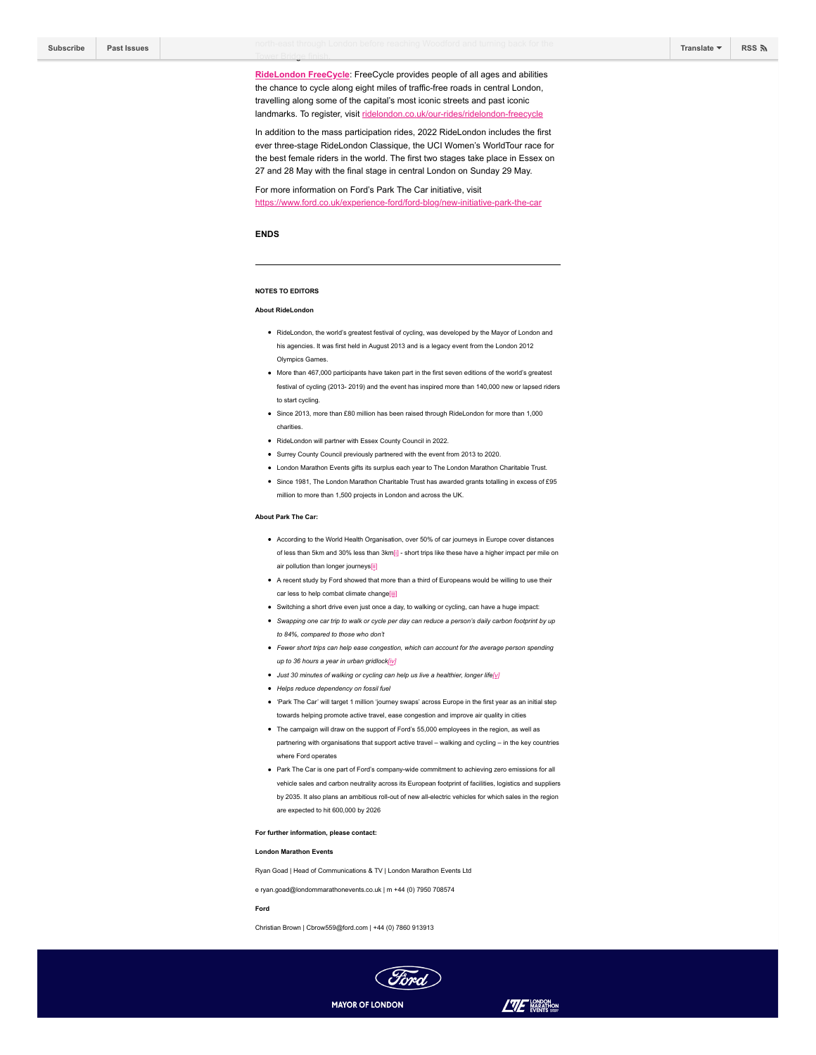north-east through London before reaching Woodford and turning back for the Tower Bridge finish.

**RideLondon FreeCycle**: FreeCycle provides people of all ages and abilities the chance to cycle along eight miles of traffic-free roads in central London, travelling along some of the capital's most iconic streets and past iconic landmarks. To register, visit ridelondon.co.uk/our-rides/ridelondon-freecycle

In addition to the mass participation rides, 2022 RideLondon includes the first ever three-stage RideLondon Classique, the UCI Women's WorldTour race for the best female riders in the world. The first two stages take place in Essex on 27 and 28 May with the final stage in central London on Sunday 29 May.

For more information on Ford's Park The Car initiative, visit https://www.ford.co.uk/experience-ford/ford-blog/new-initiative-park-the-car

**ENDS**

---

**NOTES TO EDITORS**

**About RideLondon**

- RideLondon, the world's greatest festival of cycling, was developed by the Mayor of London and his agencies. It was first held in August 2013 and is a legacy event from the London 2012 Olympics Games.
- More than 467,000 participants have taken part in the first seven editions of the world's greatest festival of cycling (2013- 2019) and the event has inspired more than 140,000 new or lapsed riders to start cycling.
- Since 2013, more than £80 million has been raised through RideLondon for more than 1,000 charities.
- RideLondon will partner with Essex County Council in 2022.
- Surrey County Council previously partnered with the event from 2013 to 2020.
- London Marathon Events gifts its surplus each year to The London Marathon Charitable Trust.
- Since 1981, The London Marathon Charitable Trust has awarded grants totalling in excess of £95 million to more than 1,500 projects in London and across the UK.

**About Park The Car:**

- According to the World Health Organisation, over 50% of car journeys in Europe cover distances of less than 5km and 30% less than 3km[i] - short trips like these have a higher impact per mile on air pollution than longer journeys[ii]
- A recent study by Ford showed that more than a third of Europeans would be willing to use their car less to help combat climate change[iii]
- Switching a short drive even just once a day, to walking or cycling, can have a huge impact:
- *Swapping one car trip to walk or cycle per day can reduce a person's daily carbon footprint by up to 84%, compared to those who don't*
- *Fewer short trips can help ease congestion, which can account for the average person spending up to 36 hours a year in urban gridlock*[iv]
- *Just 30 minutes of walking or cycling can help us live a healthier, longer life*[v]
- *Helps reduce dependency on fossil fuel*
- 'Park The Car' will target 1 million 'journey swaps' across Europe in the first year as an initial step towards helping promote active travel, ease congestion and improve air quality in cities
- The campaign will draw on the support of Ford's 55,000 employees in the region, as well as partnering with organisations that support active travel – walking and cycling – in the key countries where Ford operates
- Park The Car is one part of Ford's company-wide commitment to achieving zero emissions for all vehicle sales and carbon neutrality across its European footprint of facilities, logistics and suppliers by 2035. It also plans an ambitious roll-out of new all-electric vehicles for which sales in the region are expected to hit 600,000 by 2026

**For further information, please contact:**

**London Marathon Events**

Ryan Goad | Head of Communications & TV | London Marathon Events Ltd

e ryan.goad@londommarathonevents.co.uk | m +44 (0) 7950 708574

**Ford**

Christian Brown | Cbrow559@ford.com | +44 (0) 7860 913913

MAYOR OF LONDON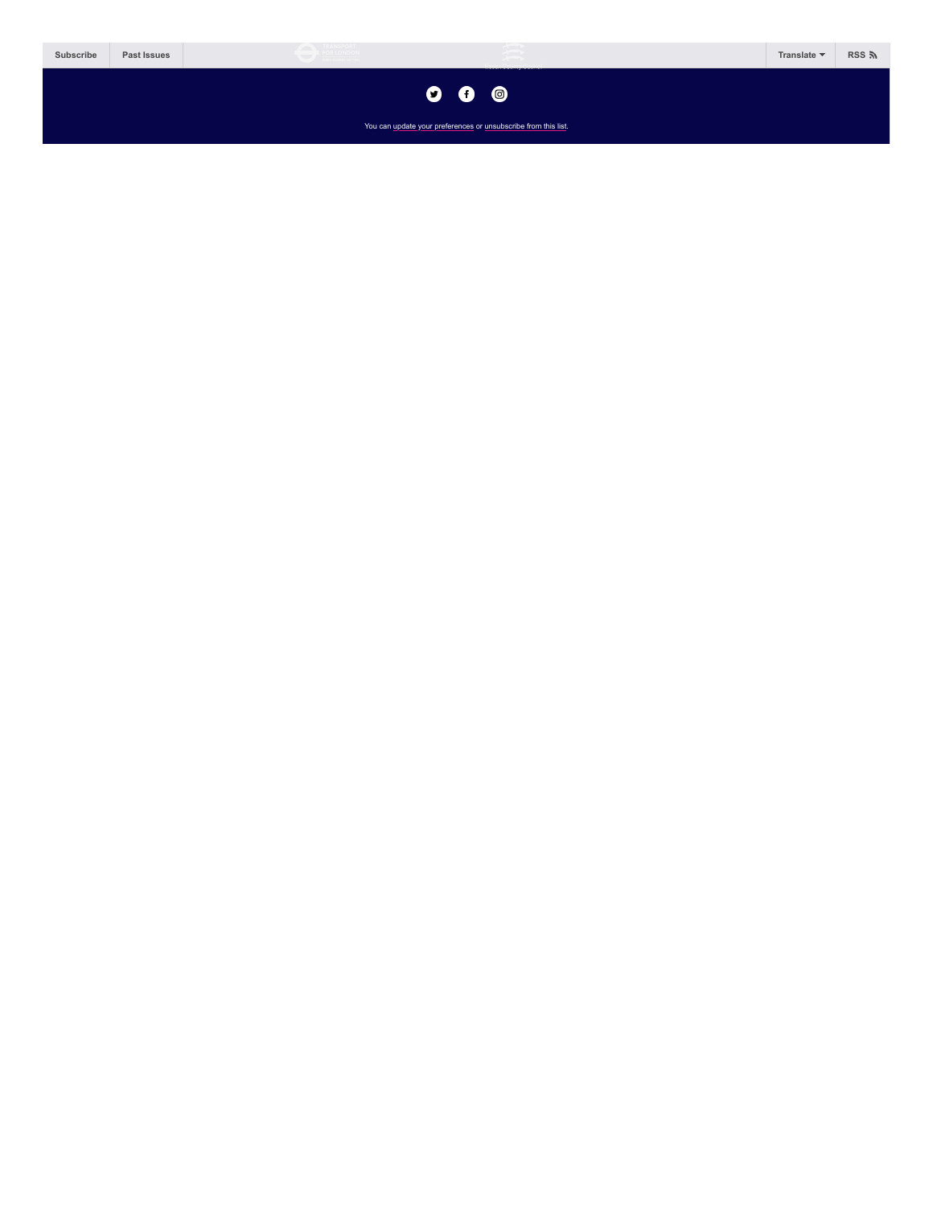Subscribe | Past Issues | Translate | RSS

You can update your preferences or unsubscribe from this list.